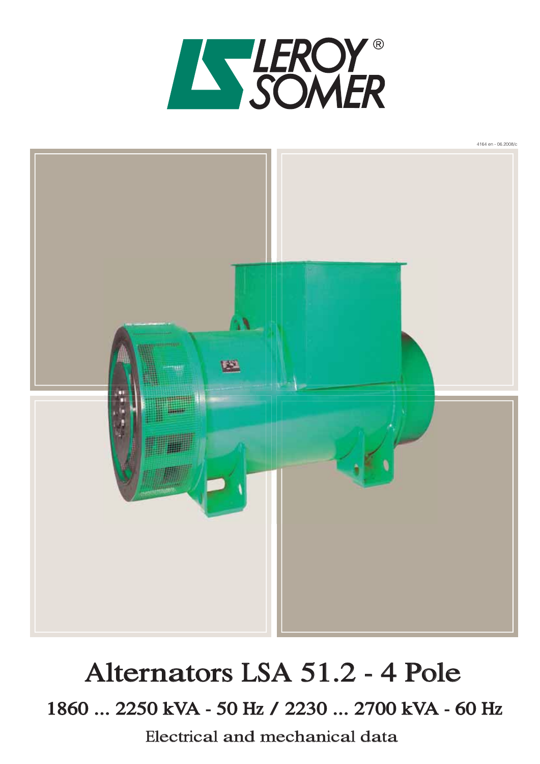LEROY SOMER®

4164 en - 06.2008/c

# Alternators LSA 51.2 - 4 Pole

## 1860 ... 2250 kVA - 50 Hz / 2230 ... 2700 kVA - 60 Hz

### Electrical and mechanical data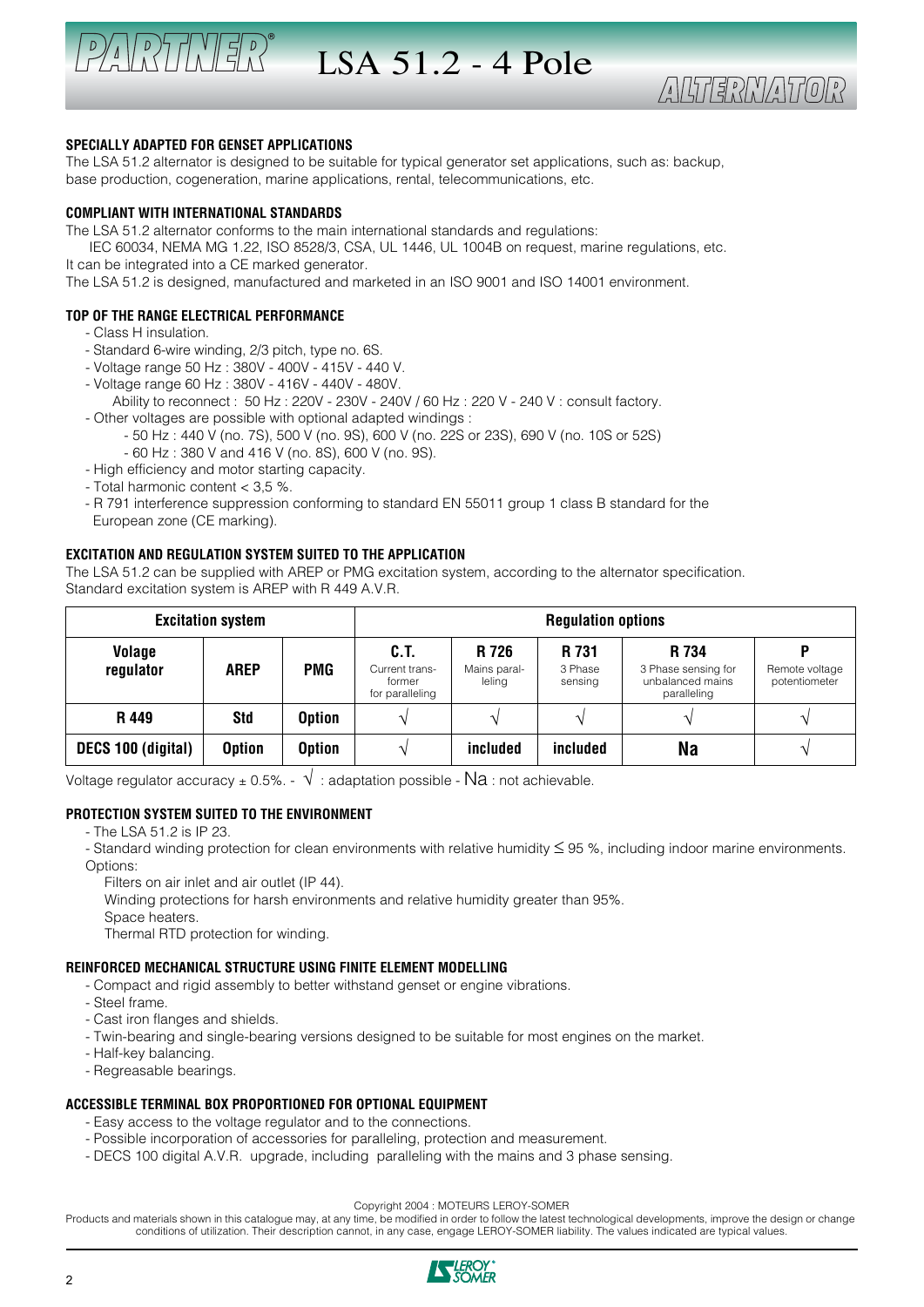# LSA 51.2 - 4 Pole

### SPECIALLY ADAPTED FOR GENSET APPLICATIONS

The LSA 51.2 alternator is designed to be suitable for typical generator set applications, such as: backup, base production, cogeneration, marine applications, rental, telecommunications, etc.

### COMPLIANT WITH INTERNATIONAL STANDARDS

The LSA 51.2 alternator conforms to the main international standards and regulations:
IEC 60034, NEMA MG 1.22, ISO 8528/3, CSA, UL 1446, UL 1004B on request, marine regulations, etc.
It can be integrated into a CE marked generator.
The LSA 51.2 is designed, manufactured and marketed in an ISO 9001 and ISO 14001 environment.

### TOP OF THE RANGE ELECTRICAL PERFORMANCE

- Class H insulation.
- Standard 6-wire winding, 2/3 pitch, type no. 6S.
- Voltage range 50 Hz : 380V - 400V - 415V - 440 V.
- Voltage range 60 Hz : 380V - 416V - 440V - 480V.
  Ability to reconnect : 50 Hz : 220V - 230V - 240V / 60 Hz : 220 V - 240 V : consult factory.
- Other voltages are possible with optional adapted windings :
  - 50 Hz : 440 V (no. 7S), 500 V (no. 9S), 600 V (no. 22S or 23S), 690 V (no. 10S or 52S)
  - 60 Hz : 380 V and 416 V (no. 8S), 600 V (no. 9S).
- High efficiency and motor starting capacity.
- Total harmonic content < 3,5 %.
- R 791 interference suppression conforming to standard EN 55011 group 1 class B standard for the European zone (CE marking).

### EXCITATION AND REGULATION SYSTEM SUITED TO THE APPLICATION

The LSA 51.2 can be supplied with AREP or PMG excitation system, according to the alternator specification.
Standard excitation system is AREP with R 449 A.V.R.

| Excitation system | | | Regulation options | | | | |
|---|---|---|---|---|---|---|---|
| Volage regulator | AREP | PMG | C.T. Current trans-former for paralleling | R 726 Mains paral-leling | R 731 3 Phase sensing | R 734 3 Phase sensing for unbalanced mains paralleling | P Remote voltage potentiometer |
| R 449 | Std | Option | √ | √ | √ | √ | √ |
| DECS 100 (digital) | Option | Option | √ | included | included | Na | √ |

Voltage regulator accuracy ± 0.5%. - √ : adaptation possible - Na : not achievable.

### PROTECTION SYSTEM SUITED TO THE ENVIRONMENT

- The LSA 51.2 is IP 23.
- Standard winding protection for clean environments with relative humidity ≤ 95 %, including indoor marine environments.

Options:
Filters on air inlet and air outlet (IP 44).
Winding protections for harsh environments and relative humidity greater than 95%.
Space heaters.
Thermal RTD protection for winding.

### REINFORCED MECHANICAL STRUCTURE USING FINITE ELEMENT MODELLING

- Compact and rigid assembly to better withstand genset or engine vibrations.
- Steel frame.
- Cast iron flanges and shields.
- Twin-bearing and single-bearing versions designed to be suitable for most engines on the market.
- Half-key balancing.
- Regreasable bearings.

### ACCESSIBLE TERMINAL BOX PROPORTIONED FOR OPTIONAL EQUIPMENT

- Easy access to the voltage regulator and to the connections.
- Possible incorporation of accessories for paralleling, protection and measurement.
- DECS 100 digital A.V.R. upgrade, including paralleling with the mains and 3 phase sensing.

Copyright 2004 : MOTEURS LEROY-SOMER
Products and materials shown in this catalogue may, at any time, be modified in order to follow the latest technological developments, improve the design or change conditions of utilization. Their description cannot, in any case, engage LEROY-SOMER liability. The values indicated are typical values.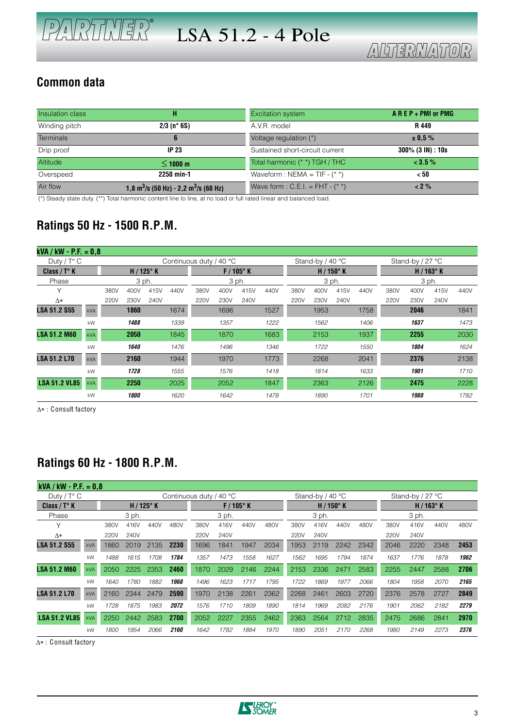## Common data

| Insulation class | H | Excitation system | A R E P + PMI or PMG |
|---|---|---|---|
| Winding pitch | 2/3 (n° 6S) | A.V.R. model | R 449 |
| Terminals | 6 | Voltage regulation (*) | ± 0,5 % |
| Drip proof | IP 23 | Sustained short-circuit current | 300% (3 IN) : 10s |
| Altitude | ≤ 1000 m | Total harmonic (* *) TGH / THC | < 3.5 % |
| Overspeed | 2250 min-1 | Waveform : NEMA = TIF - (* *) | < 50 |
| Air flow | 1,8 $m^3$/s (50 Hz) - 2,2 $m^3$/s (60 Hz) | Wave form : C.E.I. = FHT - (* *) | < 2 % |

(*) Steady state duty. (**) Total harmonic content line to line, at no load or full rated linear and balanced load.

## Ratings 50 Hz - 1500 R.P.M.

**kVA / kW - P.F. = 0,8**

| Duty / T° C | | Continuous duty / 40 °C | | | | | | | | Stand-by / 40 °C | | | | Stand-by / 27 °C | | | |
|---|---|---|---|---|---|---|---|---|---|---|---|---|---|---|---|---|---|
| **Class / T° K** | | **H / 125° K** | | | | **F / 105° K** | | | | **H / 150° K** | | | | **H / 163° K** | | | |
| Phase | | 3 ph. | | | | 3 ph. | | | | 3 ph. | | | | 3 ph. | | | |
| Y | | 380V | 400V | 415V | 440V | 380V | 400V | 415V | 440V | 380V | 400V | 415V | 440V | 380V | 400V | 415V | 440V |
| Δ* | | 220V | 230V | 240V | | 220V | 230V | 240V | | 220V | 230V | 240V | | 220V | 230V | 240V | |
| **LSA 51.2 S55** | kVA | | **1860** | | 1674 | | 1696 | | 1527 | | 1953 | | 1758 | | **2046** | | 1841 |
| | kW | | ***1488*** | | *1339* | | *1357* | | *1222* | | *1562* | | *1406* | | ***1637*** | | *1473* |
| **LSA 51.2 M60** | kVA | | **2050** | | 1845 | | 1870 | | 1683 | | 2153 | | 1937 | | **2255** | | 2030 |
| | kW | | ***1640*** | | *1476* | | *1496* | | *1346* | | *1722* | | *1550* | | ***1804*** | | *1624* |
| **LSA 51.2 L70** | kVA | | **2160** | | 1944 | | 1970 | | 1773 | | 2268 | | 2041 | | **2376** | | 2138 |
| | kW | | ***1728*** | | *1555* | | *1576* | | *1418* | | *1814* | | *1633* | | ***1901*** | | *1710* |
| **LSA 51.2 VL85** | kVA | | **2250** | | 2025 | | 2052 | | 1847 | | 2363 | | 2126 | | **2475** | | 2228 |
| | kW | | ***1800*** | | *1620* | | *1642* | | *1478* | | *1890* | | *1701* | | ***1980*** | | *1782* |

Δ* : Consult factory

## Ratings 60 Hz - 1800 R.P.M.

**kVA / kW - P.F. = 0,8**

| Duty / T° C | | Continuous duty / 40 °C | | | | | | | | Stand-by / 40 °C | | | | Stand-by / 27 °C | | | |
|---|---|---|---|---|---|---|---|---|---|---|---|---|---|---|---|---|---|
| **Class / T° K** | | **H / 125° K** | | | | **F / 105° K** | | | | **H / 150° K** | | | | **H / 163° K** | | | |
| Phase | | 3 ph. | | | | 3 ph. | | | | 3 ph. | | | | 3 ph. | | | |
| Y | | 380V | 416V | 440V | 480V | 380V | 416V | 440V | 480V | 380V | 416V | 440V | 480V | 380V | 416V | 440V | 480V |
| Δ* | | 220V | 240V | | | 220V | 240V | | | 220V | 240V | | | 220V | 240V | | |
| **LSA 51.2 S55** | kVA | 1860 | 2019 | 2135 | **2230** | 1696 | 1841 | 1947 | 2034 | 1953 | 2119 | 2242 | 2342 | 2046 | 2220 | 2348 | **2453** |
| | kW | *1488* | *1615* | *1708* | ***1784*** | *1357* | *1473* | *1558* | *1627* | *1562* | *1695* | *1794* | *1874* | *1637* | *1776* | *1878* | ***1962*** |
| **LSA 51.2 M60** | kVA | 2050 | 2225 | 2353 | **2460** | 1870 | 2029 | 2146 | 2244 | 2153 | 2336 | 2471 | 2583 | 2255 | 2447 | 2588 | **2706** |
| | kW | *1640* | *1780* | *1882* | ***1968*** | *1496* | *1623* | *1717* | *1795* | *1722* | *1869* | *1977* | *2066* | *1804* | *1958* | *2070* | ***2165*** |
| **LSA 51.2 L70** | kVA | 2160 | 2344 | 2479 | **2590** | 1970 | 2138 | 2261 | 2362 | 2268 | 2461 | 2603 | 2720 | 2376 | 2578 | 2727 | **2849** |
| | kW | *1728* | *1875* | *1983* | ***2072*** | *1576* | *1710* | *1809* | *1890* | *1814* | *1969* | *2082* | *2176* | *1901* | *2062* | *2182* | ***2279*** |
| **LSA 51.2 VL85** | kVA | 2250 | 2442 | 2583 | **2700** | 2052 | 2227 | 2355 | 2462 | 2363 | 2564 | 2712 | 2835 | 2475 | 2686 | 2841 | **2970** |
| | kW | *1800* | *1954* | *2066* | ***2160*** | *1642* | *1782* | *1884* | *1970* | *1890* | *2051* | *2170* | *2268* | *1980* | *2149* | *2273* | ***2376*** |

Δ* : Consult factory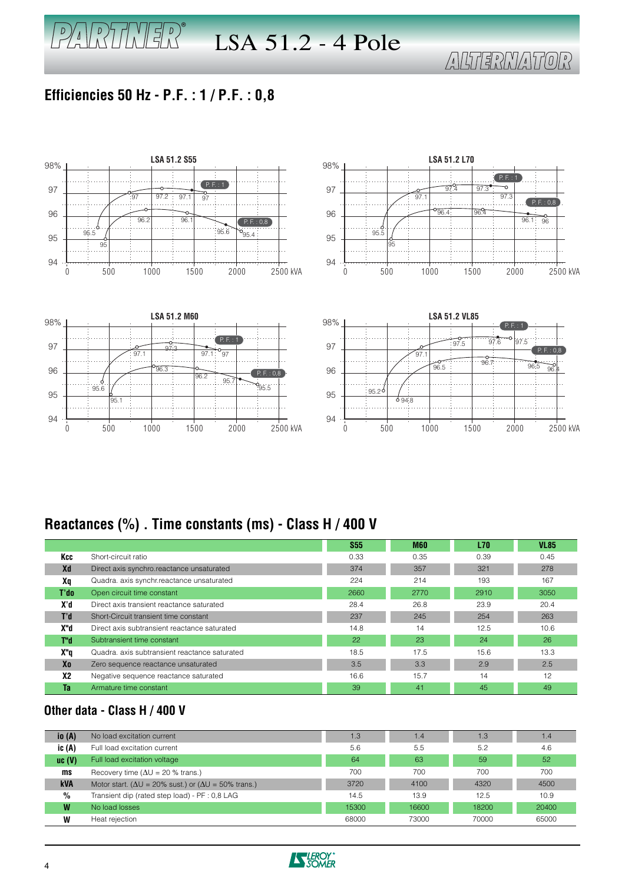# LSA 51.2 - 4 Pole

## Efficiencies 50 Hz - P.F. : 1 / P.F. : 0,8

**LSA 51.2 S55**

- P.F. : 1 — 95.5, 97, 97.2, 97.1, 97
- P.F. : 0,8 — 95, 96.2, 96.1, 95.6, 95.4

**LSA 51.2 L70**

- P.F. : 1 — 95.5, 97.1, 97.4, 97.3, 97.3
- P.F. : 0,8 — 95, 96.4, 96.4, 96.1, 96

**LSA 51.2 M60**

- P.F. : 1 — 95.6, 97.1, 97.3, 97.1, 97
- P.F. : 0,8 — 95.1, 96.3, 96.2, 95.7, 95.5

**LSA 51.2 VL85**

- P.F. : 1 — 95.2, 97.1, 97.5, 97.6, 97.5
- P.F. : 0,8 — 94.8, 96.5, 96.7, 96.5, 96.4

## Reactances (%) . Time constants (ms) - Class H / 400 V

| | | S55 | M60 | L70 | VL85 |
|---|---|---|---|---|---|
| **Kcc** | Short-circuit ratio | 0.33 | 0.35 | 0.39 | 0.45 |
| **Xd** | Direct axis synchro.reactance unsaturated | 374 | 357 | 321 | 278 |
| **Xq** | Quadra. axis synchr.reactance unsaturated | 224 | 214 | 193 | 167 |
| **T'do** | Open circuit time constant | 2660 | 2770 | 2910 | 3050 |
| **X'd** | Direct axis transient reactance saturated | 28.4 | 26.8 | 23.9 | 20.4 |
| **T'd** | Short-Circuit transient time constant | 237 | 245 | 254 | 263 |
| **X"d** | Direct axis subtransient reactance saturated | 14.8 | 14 | 12.5 | 10.6 |
| **T"d** | Subtransient time constant | 22 | 23 | 24 | 26 |
| **X"q** | Quadra. axis subtransient reactance saturated | 18.5 | 17.5 | 15.6 | 13.3 |
| **Xo** | Zero sequence reactance unsaturated | 3.5 | 3.3 | 2.9 | 2.5 |
| **X2** | Negative sequence reactance saturated | 16.6 | 15.7 | 14 | 12 |
| **Ta** | Armature time constant | 39 | 41 | 45 | 49 |

## Other data - Class H / 400 V

| | | S55 | M60 | L70 | VL85 |
|---|---|---|---|---|---|
| **io (A)** | No load excitation current | 1.3 | 1.4 | 1.3 | 1.4 |
| **ic (A)** | Full load excitation current | 5.6 | 5.5 | 5.2 | 4.6 |
| **uc (V)** | Full load excitation voltage | 64 | 63 | 59 | 52 |
| **ms** | Recovery time (ΔU = 20 % trans.) | 700 | 700 | 700 | 700 |
| **kVA** | Motor start. (ΔU = 20% sust.) or (ΔU = 50% trans.) | 3720 | 4100 | 4320 | 4500 |
| **%** | Transient dip (rated step load) - PF : 0,8 LAG | 14.5 | 13.9 | 12.5 | 10.9 |
| **W** | No load losses | 15300 | 16600 | 18200 | 20400 |
| **W** | Heat rejection | 68000 | 73000 | 70000 | 65000 |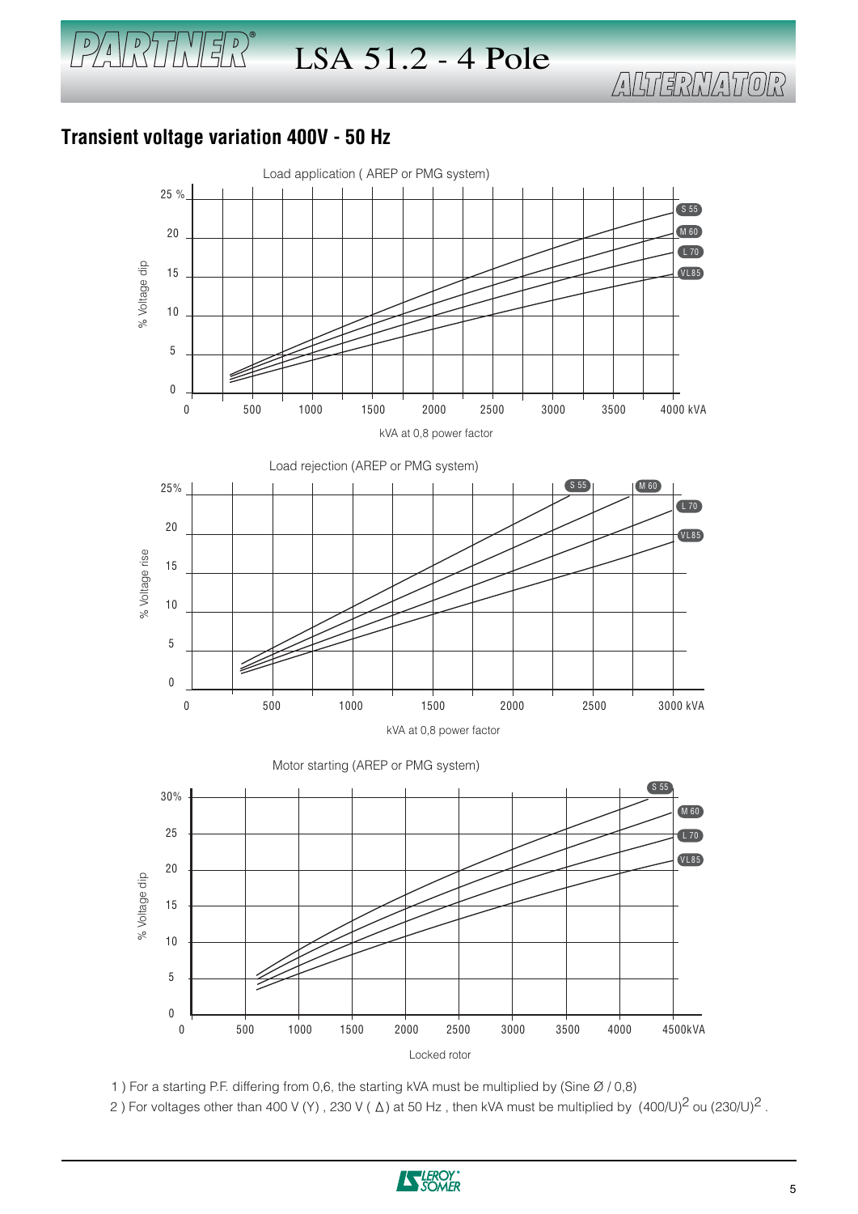## Transient voltage variation 400V - 50 Hz

Load application ( AREP or PMG system)

% Voltage dip

kVA at 0,8 power factor

Load rejection (AREP or PMG system)

% Voltage rise

kVA at 0,8 power factor

Motor starting (AREP or PMG system)

% Voltage dip

Locked rotor

1 ) For a starting P.F. differing from 0,6, the starting kVA must be multiplied by (Sine Ø / 0,8)

2 ) For voltages other than 400 V (Y) , 230 V ( Δ) at 50 Hz , then kVA must be multiplied by $(400/U)^2$ ou $(230/U)^2$ .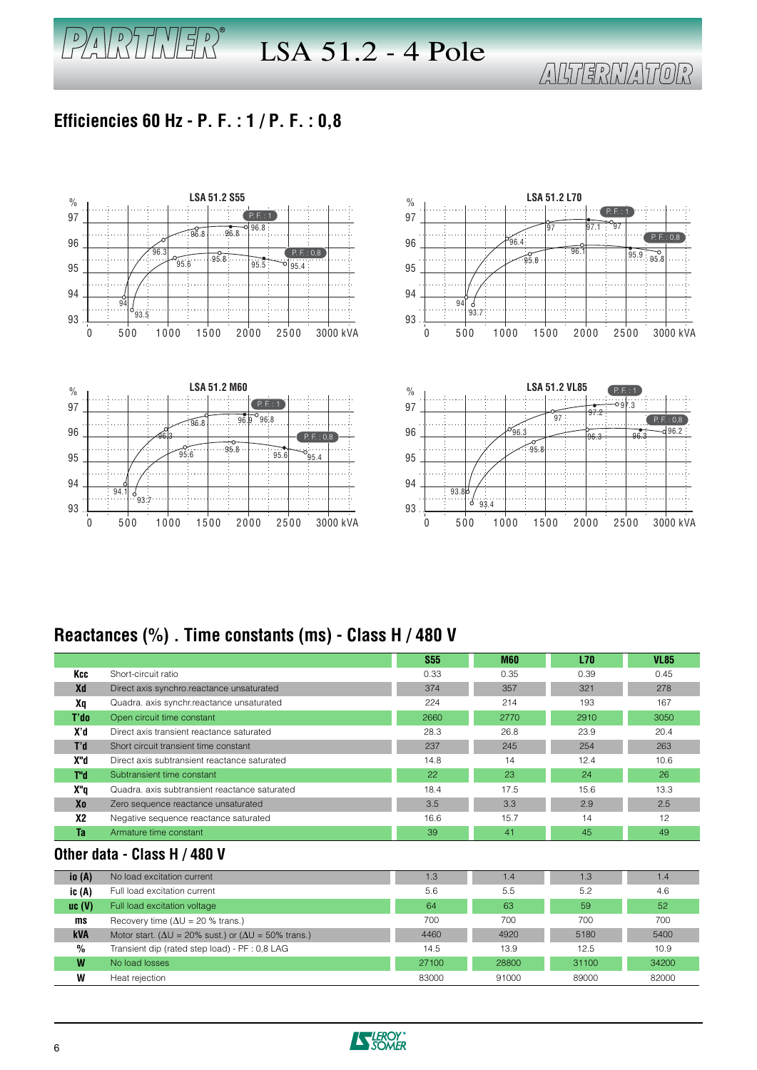# LSA 51.2 - 4 Pole

## Efficiencies 60 Hz - P. F. : 1 / P. F. : 0,8

LSA 51.2 S55

LSA 51.2 L70

LSA 51.2 M60

LSA 51.2 VL85

## Reactances (%) . Time constants (ms) - Class H / 480 V

| | | S55 | M60 | L70 | VL85 |
|---|---|---|---|---|---|
| Kcc | Short-circuit ratio | 0.33 | 0.35 | 0.39 | 0.45 |
| Xd | Direct axis synchro.reactance unsaturated | 374 | 357 | 321 | 278 |
| Xq | Quadra. axis synchr.reactance unsaturated | 224 | 214 | 193 | 167 |
| T'do | Open circuit time constant | 2660 | 2770 | 2910 | 3050 |
| X'd | Direct axis transient reactance saturated | 28.3 | 26.8 | 23.9 | 20.4 |
| T'd | Short circuit transient time constant | 237 | 245 | 254 | 263 |
| X"d | Direct axis subtransient reactance saturated | 14.8 | 14 | 12.4 | 10.6 |
| T"d | Subtransient time constant | 22 | 23 | 24 | 26 |
| X"q | Quadra. axis subtransient reactance saturated | 18.4 | 17.5 | 15.6 | 13.3 |
| Xo | Zero sequence reactance unsaturated | 3.5 | 3.3 | 2.9 | 2.5 |
| X2 | Negative sequence reactance saturated | 16.6 | 15.7 | 14 | 12 |
| Ta | Armature time constant | 39 | 41 | 45 | 49 |

## Other data - Class H / 480 V

| | | S55 | M60 | L70 | VL85 |
|---|---|---|---|---|---|
| io (A) | No load excitation current | 1.3 | 1.4 | 1.3 | 1.4 |
| ic (A) | Full load excitation current | 5.6 | 5.5 | 5.2 | 4.6 |
| uc (V) | Full load excitation voltage | 64 | 63 | 59 | 52 |
| ms | Recovery time (ΔU = 20 % trans.) | 700 | 700 | 700 | 700 |
| kVA | Motor start. (ΔU = 20% sust.) or (ΔU = 50% trans.) | 4460 | 4920 | 5180 | 5400 |
| % | Transient dip (rated step load) - PF : 0,8 LAG | 14.5 | 13.9 | 12.5 | 10.9 |
| W | No load losses | 27100 | 28800 | 31100 | 34200 |
| W | Heat rejection | 83000 | 91000 | 89000 | 82000 |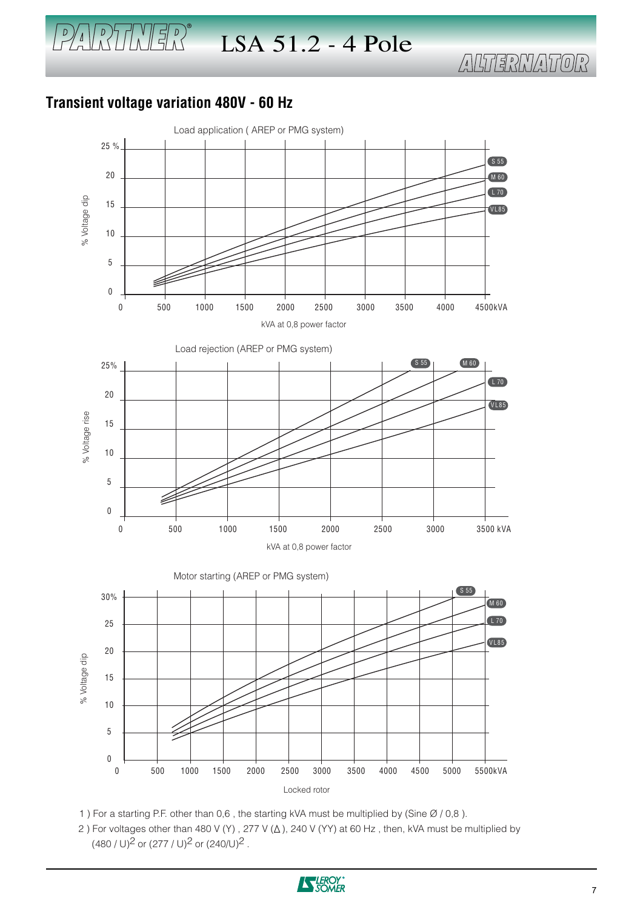## Transient voltage variation 480V - 60 Hz

Load application ( AREP or PMG system)

% Voltage dip

S 55, M 60, L 70, VL85

kVA at 0,8 power factor

Load rejection (AREP or PMG system)

% Voltage rise

S 55, M 60, L 70, VL85

kVA at 0,8 power factor

Motor starting (AREP or PMG system)

% Voltage dip

S 55, M 60, L 70, VL85

Locked rotor

1 ) For a starting P.F. other than 0,6 , the starting kVA must be multiplied by (Sine Ø / 0,8 ).

2 ) For voltages other than 480 V (Y) , 277 V (Δ), 240 V (YY) at 60 Hz , then, kVA must be multiplied by $(480 / U)^2$ or $(277 / U)^2$ or $(240/U)^2$ .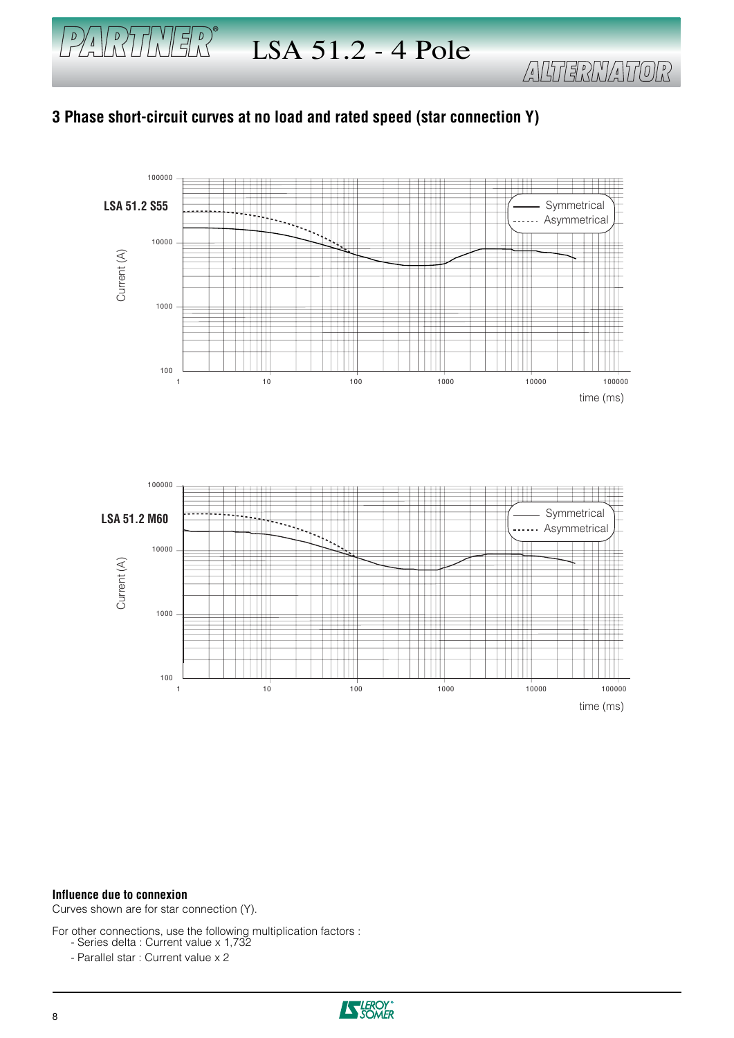# LSA 51.2 - 4 Pole

## 3 Phase short-circuit curves at no load and rated speed (star connection Y)

LSA 51.2 S55

Current (A)

100000
10000
1000
100

1 10 100 1000 10000 100000

time (ms)

Symmetrical
Asymmetrical

LSA 51.2 M60

Current (A)

100000
10000
1000
100

1 10 100 1000 10000 100000

time (ms)

Symmetrical
Asymmetrical

**Influence due to connexion**

Curves shown are for star connection (Y).

For other connections, use the following multiplication factors :

- Series delta : Current value x 1,732
- Parallel star : Current value x 2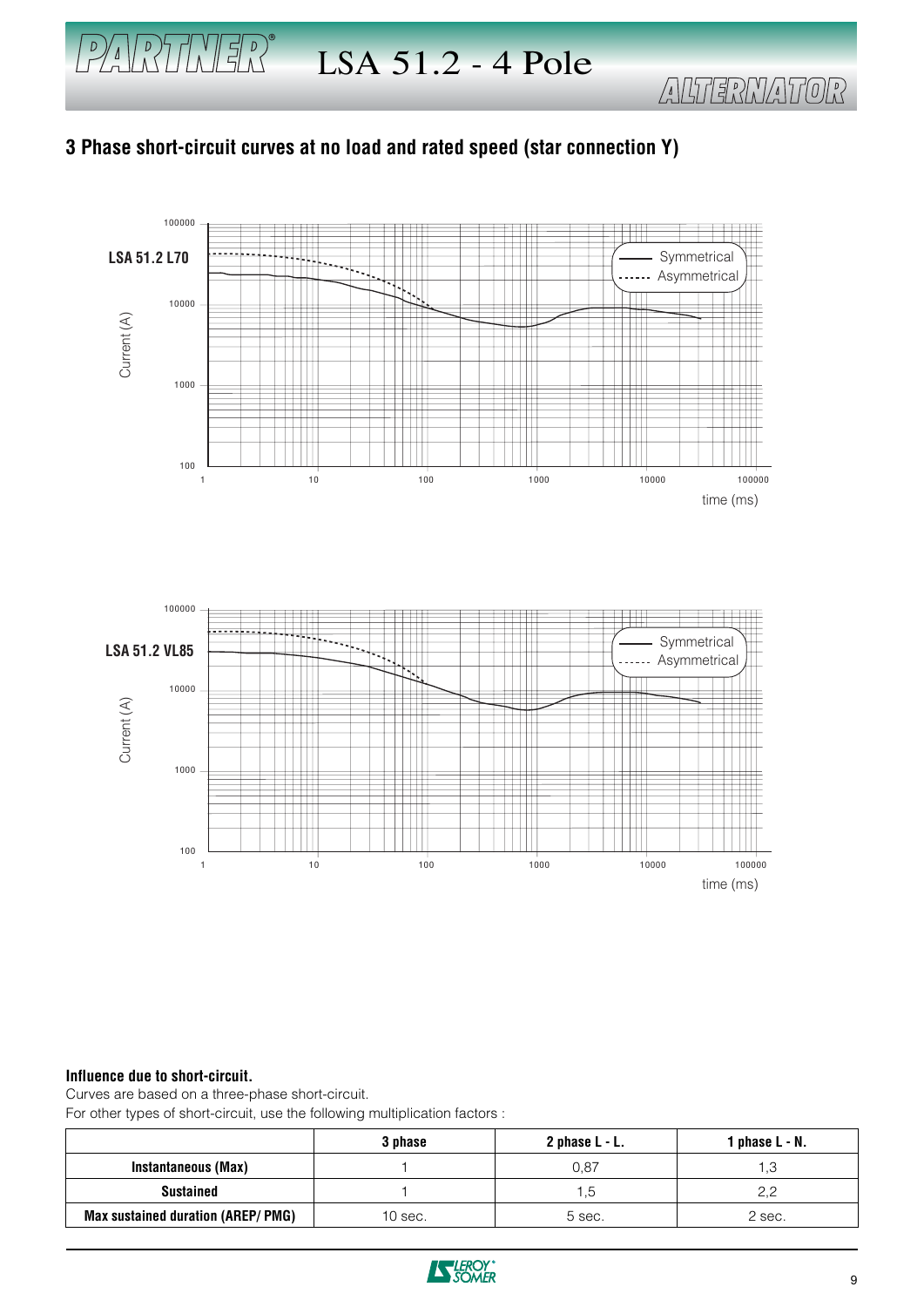## 3 Phase short-circuit curves at no load and rated speed (star connection Y)

**LSA 51.2 L70**

**LSA 51.2 VL85**

**Influence due to short-circuit.**

Curves are based on a three-phase short-circuit.

For other types of short-circuit, use the following multiplication factors :

| | 3 phase | 2 phase L - L. | 1 phase L - N. |
|---|---|---|---|
| **Instantaneous (Max)** | 1 | 0,87 | 1,3 |
| **Sustained** | 1 | 1,5 | 2,2 |
| **Max sustained duration (AREP/ PMG)** | 10 sec. | 5 sec. | 2 sec. |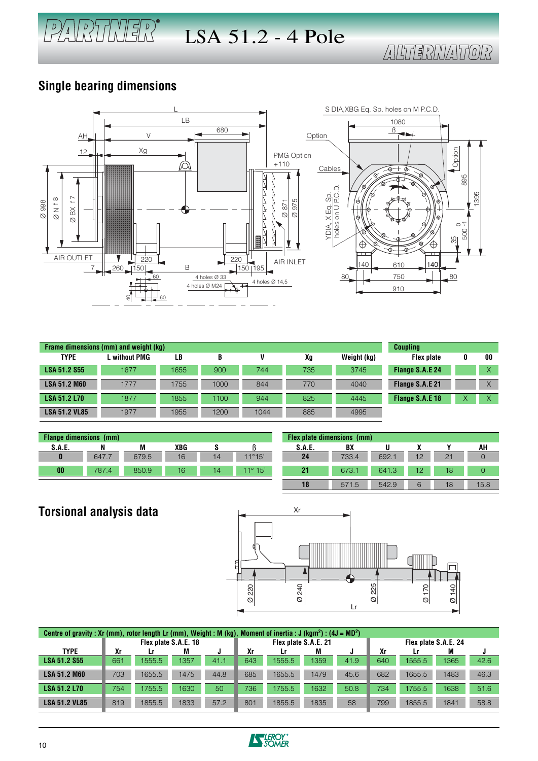# LSA 51.2 - 4 Pole

ALTERNATOR

## Single bearing dimensions

| Frame dimensions (mm) and weight (kg) | | | | | | |
|---|---|---|---|---|---|---|
| TYPE | L without PMG | LB | B | V | Xg | Weight (kg) |
| LSA 51.2 S55 | 1677 | 1655 | 900 | 744 | 735 | 3745 |
| LSA 51.2 M60 | 1777 | 1755 | 1000 | 844 | 770 | 4040 |
| LSA 51.2 L70 | 1877 | 1855 | 1100 | 944 | 825 | 4445 |
| LSA 51.2 VL85 | 1977 | 1955 | 1200 | 1044 | 885 | 4995 |

| Coupling | | |
|---|---|---|
| Flex plate | 0 | 00 |
| Flange S.A.E 24 | | X |
| Flange S.A.E 21 | | X |
| Flange S.A.E 18 | X | X |

| Flange dimensions (mm) | | | | | |
|---|---|---|---|---|---|
| S.A.E. | N | M | XBG | S | ß |
| 0 | 647.7 | 679.5 | 16 | 14 | 11°15' |
| 00 | 787.4 | 850.9 | 16 | 14 | 11° 15' |

| Flex plate dimensions (mm) | | | | | |
|---|---|---|---|---|---|
| S.A.E. | BX | U | X | Y | AH |
| 24 | 733.4 | 692.1 | 12 | 21 | 0 |
| 21 | 673.1 | 641.3 | 12 | 18 | 0 |
| 18 | 571.5 | 542.9 | 6 | 18 | 15.8 |

## Torsional analysis data

Centre of gravity : Xr (mm), rotor length Lr (mm), Weight : M (kg), Moment of inertia : J ($kgm^2$) : ($4J = MD^2$)

| TYPE | Flex plate S.A.E. 18 | | | | Flex plate S.A.E. 21 | | | | Flex plate S.A.E. 24 | | | |
|---|---|---|---|---|---|---|---|---|---|---|---|---|
| | Xr | Lr | M | J | Xr | Lr | M | J | Xr | Lr | M | J |
| LSA 51.2 S55 | 661 | 1555.5 | 1357 | 41.1 | 643 | 1555.5 | 1359 | 41.9 | 640 | 1555.5 | 1365 | 42.6 |
| LSA 51.2 M60 | 703 | 1655.5 | 1475 | 44.8 | 685 | 1655.5 | 1479 | 45.6 | 682 | 1655.5 | 1483 | 46.3 |
| LSA 51.2 L70 | 754 | 1755.5 | 1630 | 50 | 736 | 1755.5 | 1632 | 50.8 | 734 | 1755.5 | 1638 | 51.6 |
| LSA 51.2 VL85 | 819 | 1855.5 | 1833 | 57.2 | 801 | 1855.5 | 1835 | 58 | 799 | 1855.5 | 1841 | 58.8 |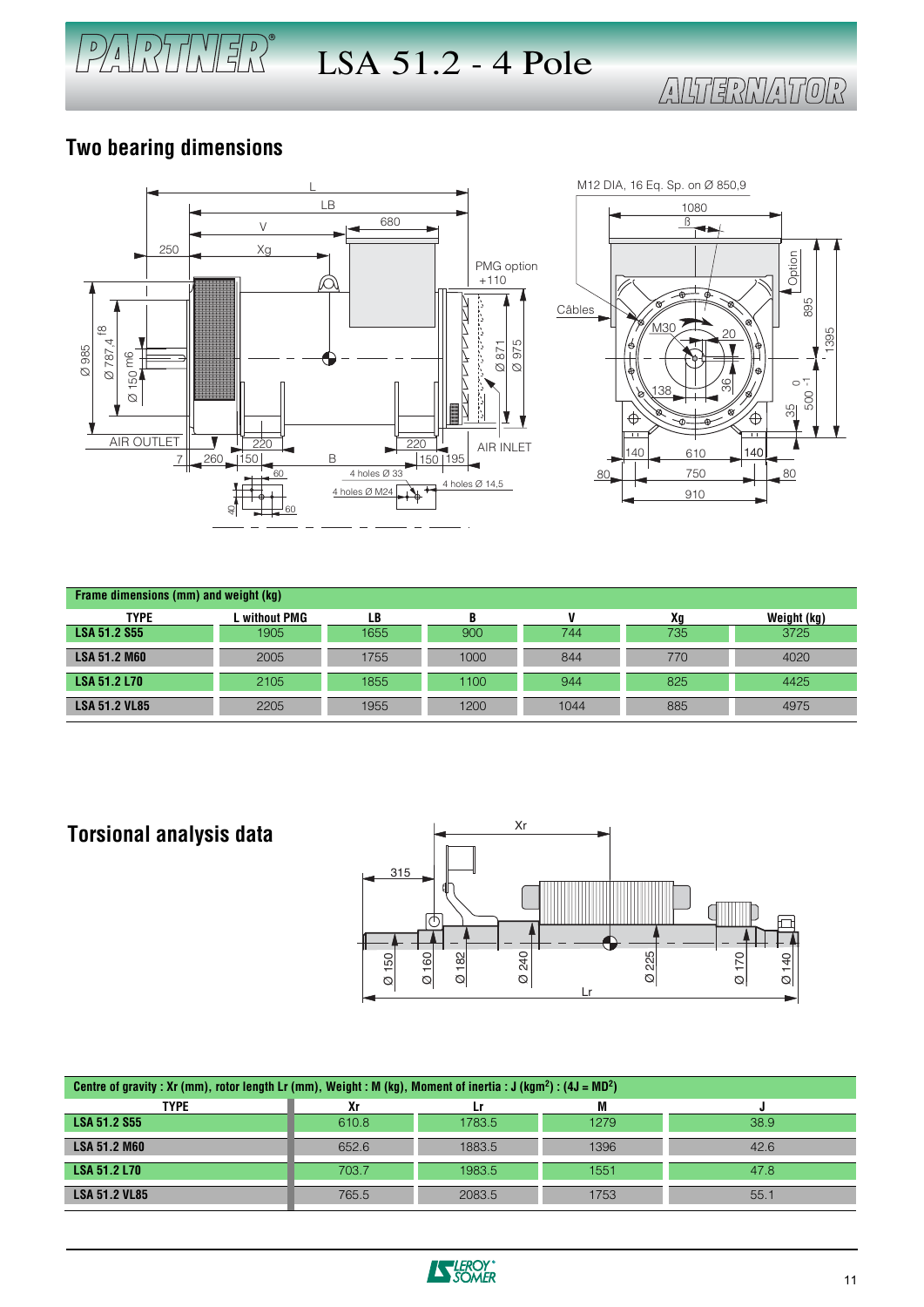# LSA 51.2 - 4 Pole

## Two bearing dimensions

| Frame dimensions (mm) and weight (kg) | | | | | | |
|---|---|---|---|---|---|---|
| TYPE | L without PMG | LB | B | V | Xg | Weight (kg) |
| LSA 51.2 S55 | 1905 | 1655 | 900 | 744 | 735 | 3725 |
| LSA 51.2 M60 | 2005 | 1755 | 1000 | 844 | 770 | 4020 |
| LSA 51.2 L70 | 2105 | 1855 | 1100 | 944 | 825 | 4425 |
| LSA 51.2 VL85 | 2205 | 1955 | 1200 | 1044 | 885 | 4975 |

## Torsional analysis data

| Centre of gravity : Xr (mm), rotor length Lr (mm), Weight : M (kg), Moment of inertia : J (kgm²) : (4J = MD²) | | | | |
|---|---|---|---|---|
| TYPE | Xr | Lr | M | J |
| LSA 51.2 S55 | 610.8 | 1783.5 | 1279 | 38.9 |
| LSA 51.2 M60 | 652.6 | 1883.5 | 1396 | 42.6 |
| LSA 51.2 L70 | 703.7 | 1983.5 | 1551 | 47.8 |
| LSA 51.2 VL85 | 765.5 | 2083.5 | 1753 | 55.1 |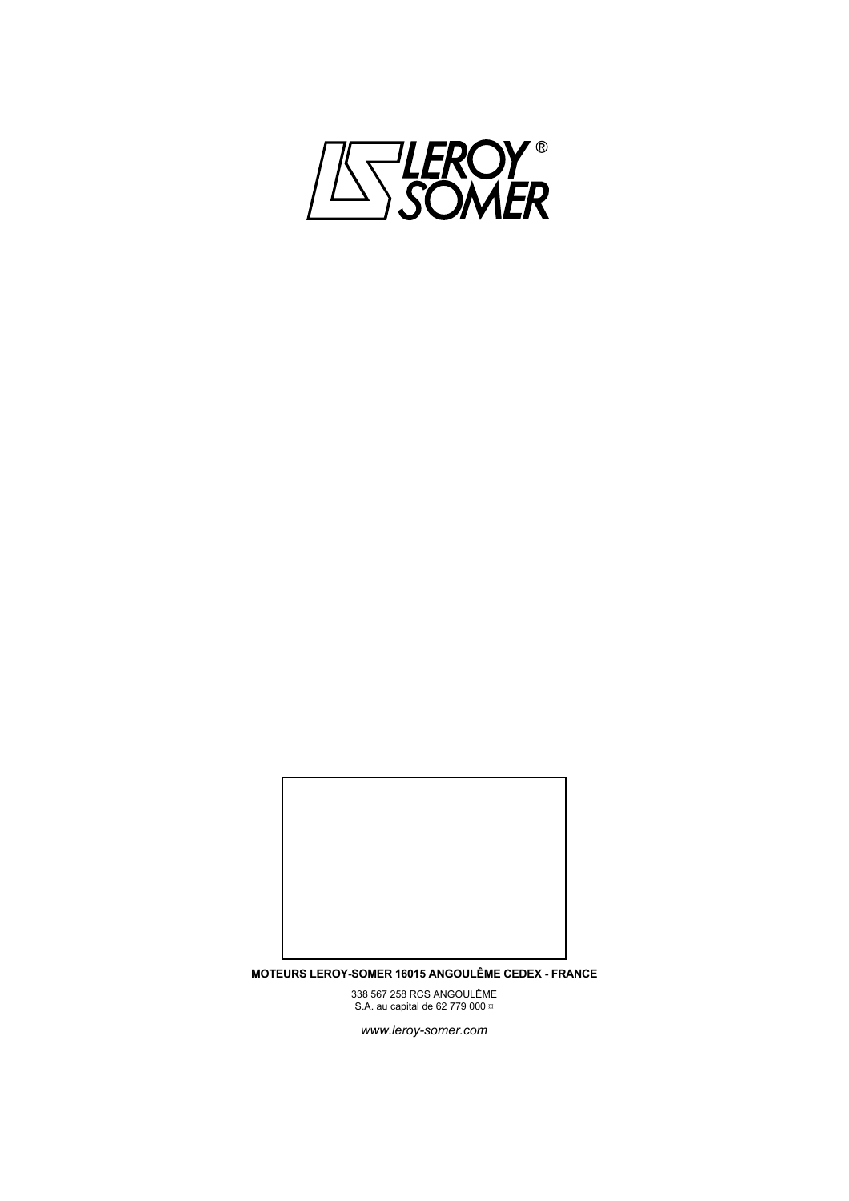LEROY SOMER ®

**MOTEURS LEROY-SOMER 16015 ANGOULÊME CEDEX - FRANCE**

338 567 258 RCS ANGOULÊME
S.A. au capital de 62 779 000 ¤

*www.leroy-somer.com*